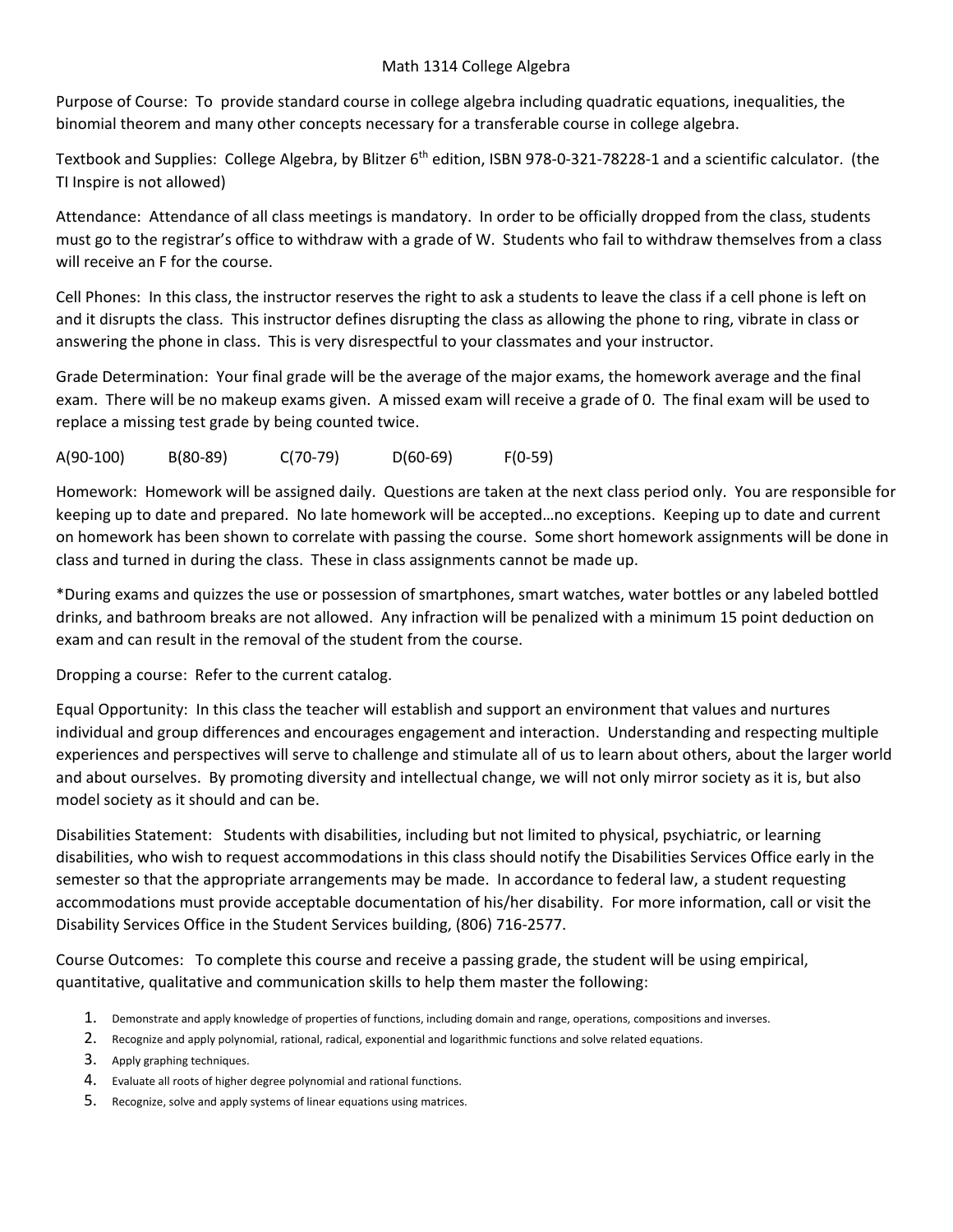# Math 1314 College Algebra

Purpose of Course: To provide standard course in college algebra including quadratic equations, inequalities, the binomial theorem and many other concepts necessary for a transferable course in college algebra.

Textbook and Supplies: College Algebra, by Blitzer 6th edition, ISBN 978-0-321-78228-1 and a scientific calculator. (the TI Inspire is not allowed)

Attendance: Attendance of all class meetings is mandatory. In order to be officially dropped from the class, students must go to the registrar's office to withdraw with a grade of W. Students who fail to withdraw themselves from a class will receive an F for the course.

Cell Phones: In this class, the instructor reserves the right to ask a students to leave the class if a cell phone is left on and it disrupts the class. This instructor defines disrupting the class as allowing the phone to ring, vibrate in class or answering the phone in class. This is very disrespectful to your classmates and your instructor.

Grade Determination: Your final grade will be the average of the major exams, the homework average and the final exam. There will be no makeup exams given. A missed exam will receive a grade of 0. The final exam will be used to replace a missing test grade by being counted twice.

A(90-100) B(80-89) C(70-79) D(60-69) F(0-59)

Homework: Homework will be assigned daily. Questions are taken at the next class period only. You are responsible for keeping up to date and prepared. No late homework will be accepted…no exceptions. Keeping up to date and current on homework has been shown to correlate with passing the course. Some short homework assignments will be done in class and turned in during the class. These in class assignments cannot be made up.

*During exams and quizzes the use or possession of smartphones, smart watches, water bottles or any labeled bottled drinks, and bathroom breaks are not allowed. Any infraction will be penalized with a minimum 15 point deduction on exam and can result in the removal of the student from the course.

Dropping a course: Refer to the current catalog.

Equal Opportunity: In this class the teacher will establish and support an environment that values and nurtures individual and group differences and encourages engagement and interaction. Understanding and respecting multiple experiences and perspectives will serve to challenge and stimulate all of us to learn about others, about the larger world and about ourselves. By promoting diversity and intellectual change, we will not only mirror society as it is, but also model society as it should and can be.

Disabilities Statement: Students with disabilities, including but not limited to physical, psychiatric, or learning disabilities, who wish to request accommodations in this class should notify the Disabilities Services Office early in the semester so that the appropriate arrangements may be made. In accordance to federal law, a student requesting accommodations must provide acceptable documentation of his/her disability. For more information, call or visit the Disability Services Office in the Student Services building, (806) 716-2577.

Course Outcomes: To complete this course and receive a passing grade, the student will be using empirical, quantitative, qualitative and communication skills to help them master the following:

1. Demonstrate and apply knowledge of properties of functions, including domain and range, operations, compositions and inverses.
2. Recognize and apply polynomial, rational, radical, exponential and logarithmic functions and solve related equations.
3. Apply graphing techniques.
4. Evaluate all roots of higher degree polynomial and rational functions.
5. Recognize, solve and apply systems of linear equations using matrices.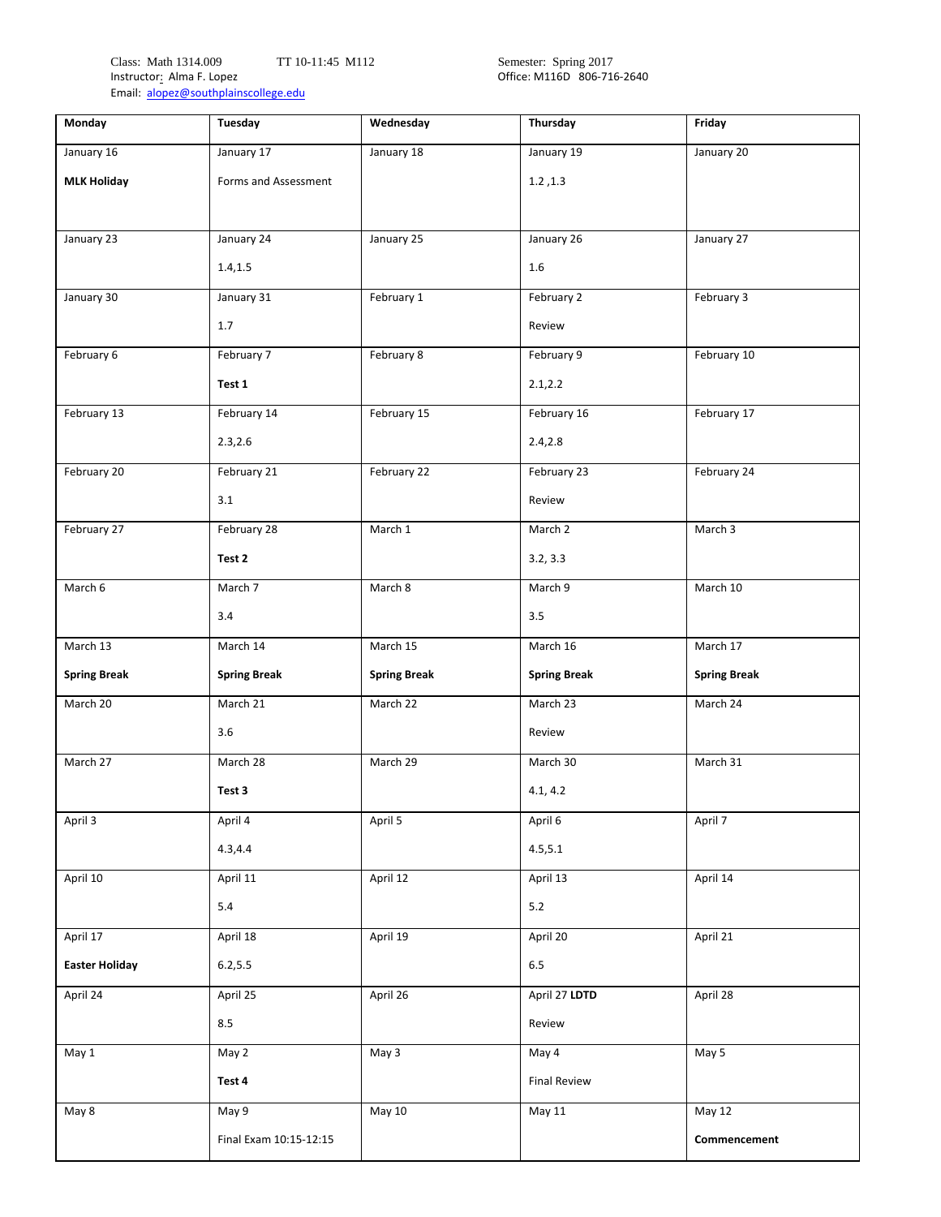Class: Math 1314.009 TT 10-11:45 M112
Instructor: Alma F. Lopez
Email: alopez@southplainscollege.edu

Semester: Spring 2017
Office: M116D 806-716-2640

| Monday | Tuesday | Wednesday | Thursday | Friday |
|---|---|---|---|---|
| January 16<br>**MLK Holiday** | January 17<br>Forms and Assessment | January 18 | January 19<br>1.2 ,1.3 | January 20 |
| January 23 | January 24<br>1.4,1.5 | January 25 | January 26<br>1.6 | January 27 |
| January 30 | January 31<br>1.7 | February 1 | February 2<br>Review | February 3 |
| February 6 | February 7<br>**Test 1** | February 8 | February 9<br>2.1,2.2 | February 10 |
| February 13 | February 14<br>2.3,2.6 | February 15 | February 16<br>2.4,2.8 | February 17 |
| February 20 | February 21<br>3.1 | February 22 | February 23<br>Review | February 24 |
| February 27 | February 28<br>**Test 2** | March 1 | March 2<br>3.2, 3.3 | March 3 |
| March 6 | March 7<br>3.4 | March 8 | March 9<br>3.5 | March 10 |
| March 13<br>**Spring Break** | March 14<br>**Spring Break** | March 15<br>**Spring Break** | March 16<br>**Spring Break** | March 17<br>**Spring Break** |
| March 20 | March 21<br>3.6 | March 22 | March 23<br>Review | March 24 |
| March 27 | March 28<br>**Test 3** | March 29 | March 30<br>4.1, 4.2 | March 31 |
| April 3 | April 4<br>4.3,4.4 | April 5 | April 6<br>4.5,5.1 | April 7 |
| April 10 | April 11<br>5.4 | April 12 | April 13<br>5.2 | April 14 |
| April 17<br>**Easter Holiday** | April 18<br>6.2,5.5 | April 19 | April 20<br>6.5 | April 21 |
| April 24 | April 25<br>8.5 | April 26 | April 27 **LDTD**<br>Review | April 28 |
| May 1 | May 2<br>**Test 4** | May 3 | May 4<br>Final Review | May 5 |
| May 8 | May 9<br>Final Exam 10:15-12:15 | May 10 | May 11 | May 12<br>**Commencement** |